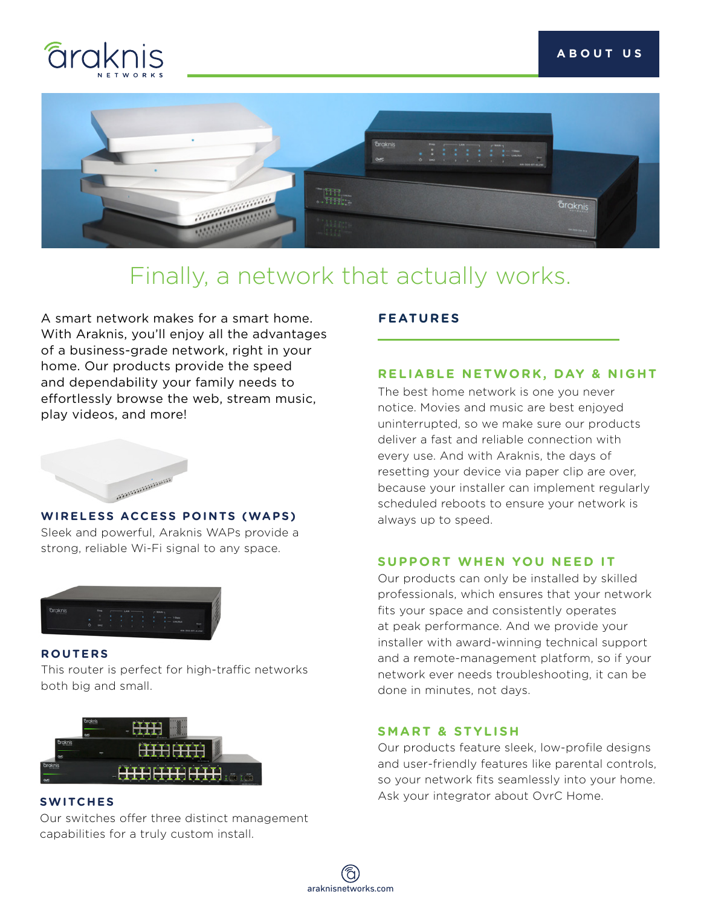# araknis NETWORKS

ABOUT US

## Finally, a network that actually works.

A smart network makes for a smart home. With Araknis, you'll enjoy all the advantages of a business-grade network, right in your home. Our products provide the speed and dependability your family needs to effortlessly browse the web, stream music, play videos, and more!

### WIRELESS ACCESS POINTS (WAPS)

Sleek and powerful, Araknis WAPs provide a strong, reliable Wi-Fi signal to any space.

### ROUTERS

This router is perfect for high-traffic networks both big and small.

### SWITCHES

Our switches offer three distinct management capabilities for a truly custom install.

## FEATURES

### RELIABLE NETWORK, DAY & NIGHT

The best home network is one you never notice. Movies and music are best enjoyed uninterrupted, so we make sure our products deliver a fast and reliable connection with every use. And with Araknis, the days of resetting your device via paper clip are over, because your installer can implement regularly scheduled reboots to ensure your network is always up to speed.

### SUPPORT WHEN YOU NEED IT

Our products can only be installed by skilled professionals, which ensures that your network fits your space and consistently operates at peak performance. And we provide your installer with award-winning technical support and a remote-management platform, so if your network ever needs troubleshooting, it can be done in minutes, not days.

### SMART & STYLISH

Our products feature sleek, low-profile designs and user-friendly features like parental controls, so your network fits seamlessly into your home. Ask your integrator about OvrC Home.

araknisnetworks.com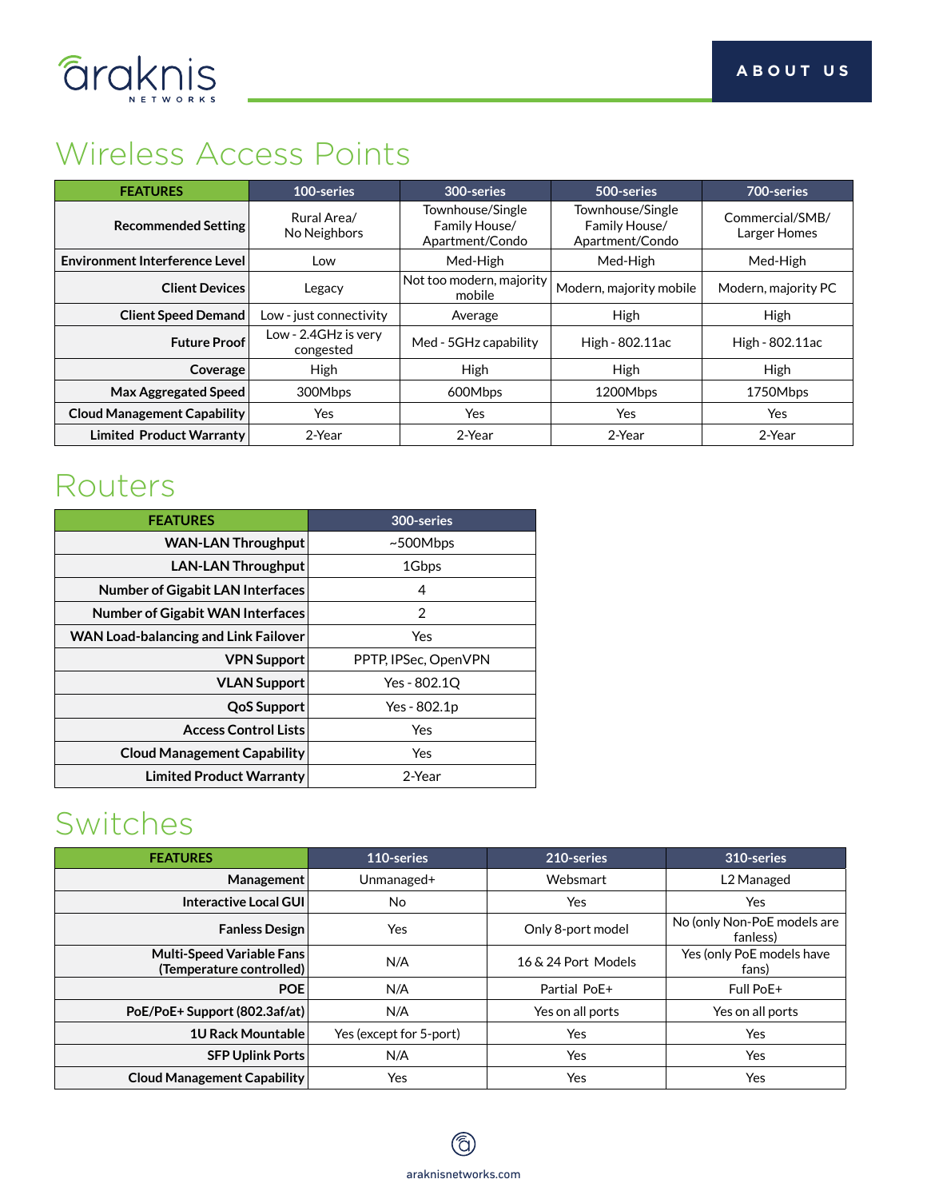# Wireless Access Points

| FEATURES | 100-series | 300-series | 500-series | 700-series |
| --- | --- | --- | --- | --- |
| Recommended Setting | Rural Area/ No Neighbors | Townhouse/Single Family House/ Apartment/Condo | Townhouse/Single Family House/ Apartment/Condo | Commercial/SMB/ Larger Homes |
| Environment Interference Level | Low | Med-High | Med-High | Med-High |
| Client Devices | Legacy | Not too modern, majority mobile | Modern, majority mobile | Modern, majority PC |
| Client Speed Demand | Low - just connectivity | Average | High | High |
| Future Proof | Low - 2.4GHz is very congested | Med - 5GHz capability | High - 802.11ac | High - 802.11ac |
| Coverage | High | High | High | High |
| Max Aggregated Speed | 300Mbps | 600Mbps | 1200Mbps | 1750Mbps |
| Cloud Management Capability | Yes | Yes | Yes | Yes |
| Limited Product Warranty | 2-Year | 2-Year | 2-Year | 2-Year |

# Routers

| FEATURES | 300-series |
| --- | --- |
| WAN-LAN Throughput | ~500Mbps |
| LAN-LAN Throughput | 1Gbps |
| Number of Gigabit LAN Interfaces | 4 |
| Number of Gigabit WAN Interfaces | 2 |
| WAN Load-balancing and Link Failover | Yes |
| VPN Support | PPTP, IPSec, OpenVPN |
| VLAN Support | Yes - 802.1Q |
| QoS Support | Yes - 802.1p |
| Access Control Lists | Yes |
| Cloud Management Capability | Yes |
| Limited Product Warranty | 2-Year |

# Switches

| FEATURES | 110-series | 210-series | 310-series |
| --- | --- | --- | --- |
| Management | Unmanaged+ | Websmart | L2 Managed |
| Interactive Local GUI | No | Yes | Yes |
| Fanless Design | Yes | Only 8-port model | No (only Non-PoE models are fanless) |
| Multi-Speed Variable Fans (Temperature controlled) | N/A | 16 & 24 Port Models | Yes (only PoE models have fans) |
| POE | N/A | Partial PoE+ | Full PoE+ |
| PoE/PoE+ Support (802.3af/at) | N/A | Yes on all ports | Yes on all ports |
| 1U Rack Mountable | Yes (except for 5-port) | Yes | Yes |
| SFP Uplink Ports | N/A | Yes | Yes |
| Cloud Management Capability | Yes | Yes | Yes |

araknisnetworks.com